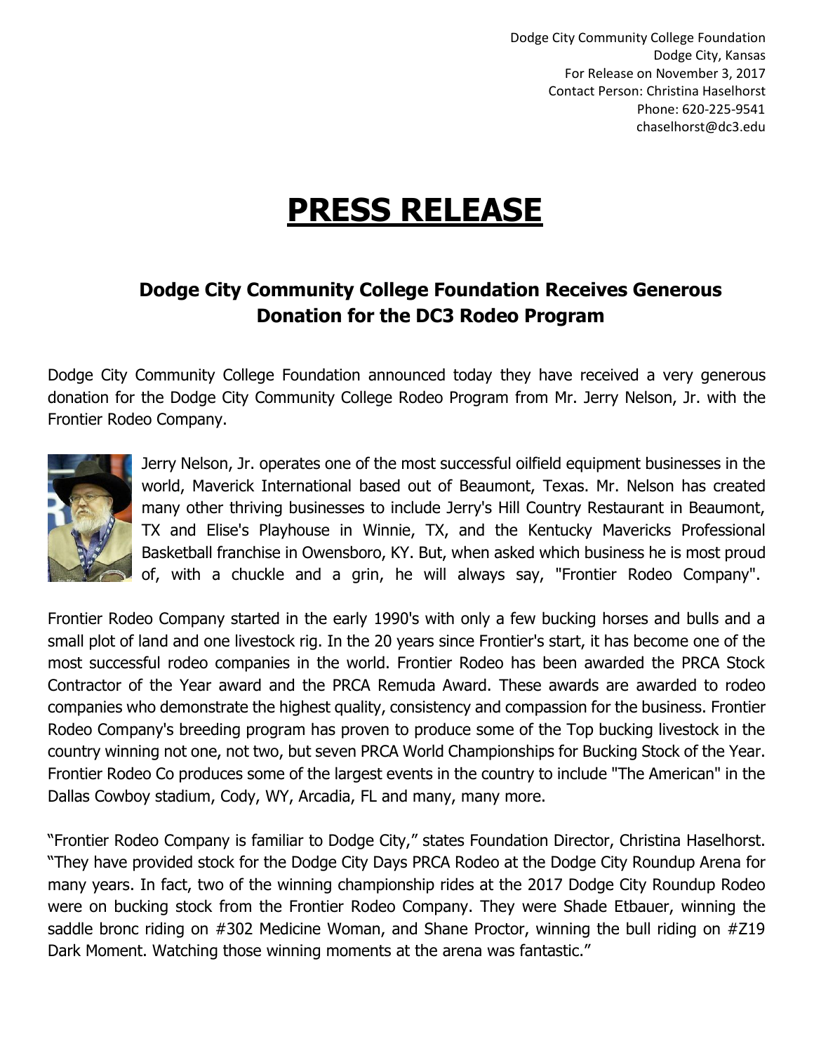Dodge City Community College Foundation
Dodge City, Kansas
For Release on November 3, 2017
Contact Person: Christina Haselhorst
Phone: 620-225-9541
chaselhorst@dc3.edu

# PRESS RELEASE

## Dodge City Community College Foundation Receives Generous Donation for the DC3 Rodeo Program

Dodge City Community College Foundation announced today they have received a very generous donation for the Dodge City Community College Rodeo Program from Mr. Jerry Nelson, Jr. with the Frontier Rodeo Company.

Jerry Nelson, Jr. operates one of the most successful oilfield equipment businesses in the world, Maverick International based out of Beaumont, Texas. Mr. Nelson has created many other thriving businesses to include Jerry's Hill Country Restaurant in Beaumont, TX and Elise's Playhouse in Winnie, TX, and the Kentucky Mavericks Professional Basketball franchise in Owensboro, KY. But, when asked which business he is most proud of, with a chuckle and a grin, he will always say, "Frontier Rodeo Company".

Frontier Rodeo Company started in the early 1990's with only a few bucking horses and bulls and a small plot of land and one livestock rig. In the 20 years since Frontier's start, it has become one of the most successful rodeo companies in the world. Frontier Rodeo has been awarded the PRCA Stock Contractor of the Year award and the PRCA Remuda Award. These awards are awarded to rodeo companies who demonstrate the highest quality, consistency and compassion for the business. Frontier Rodeo Company's breeding program has proven to produce some of the Top bucking livestock in the country winning not one, not two, but seven PRCA World Championships for Bucking Stock of the Year. Frontier Rodeo Co produces some of the largest events in the country to include "The American" in the Dallas Cowboy stadium, Cody, WY, Arcadia, FL and many, many more.

"Frontier Rodeo Company is familiar to Dodge City," states Foundation Director, Christina Haselhorst. "They have provided stock for the Dodge City Days PRCA Rodeo at the Dodge City Roundup Arena for many years. In fact, two of the winning championship rides at the 2017 Dodge City Roundup Rodeo were on bucking stock from the Frontier Rodeo Company. They were Shade Etbauer, winning the saddle bronc riding on #302 Medicine Woman, and Shane Proctor, winning the bull riding on #Z19 Dark Moment. Watching those winning moments at the arena was fantastic."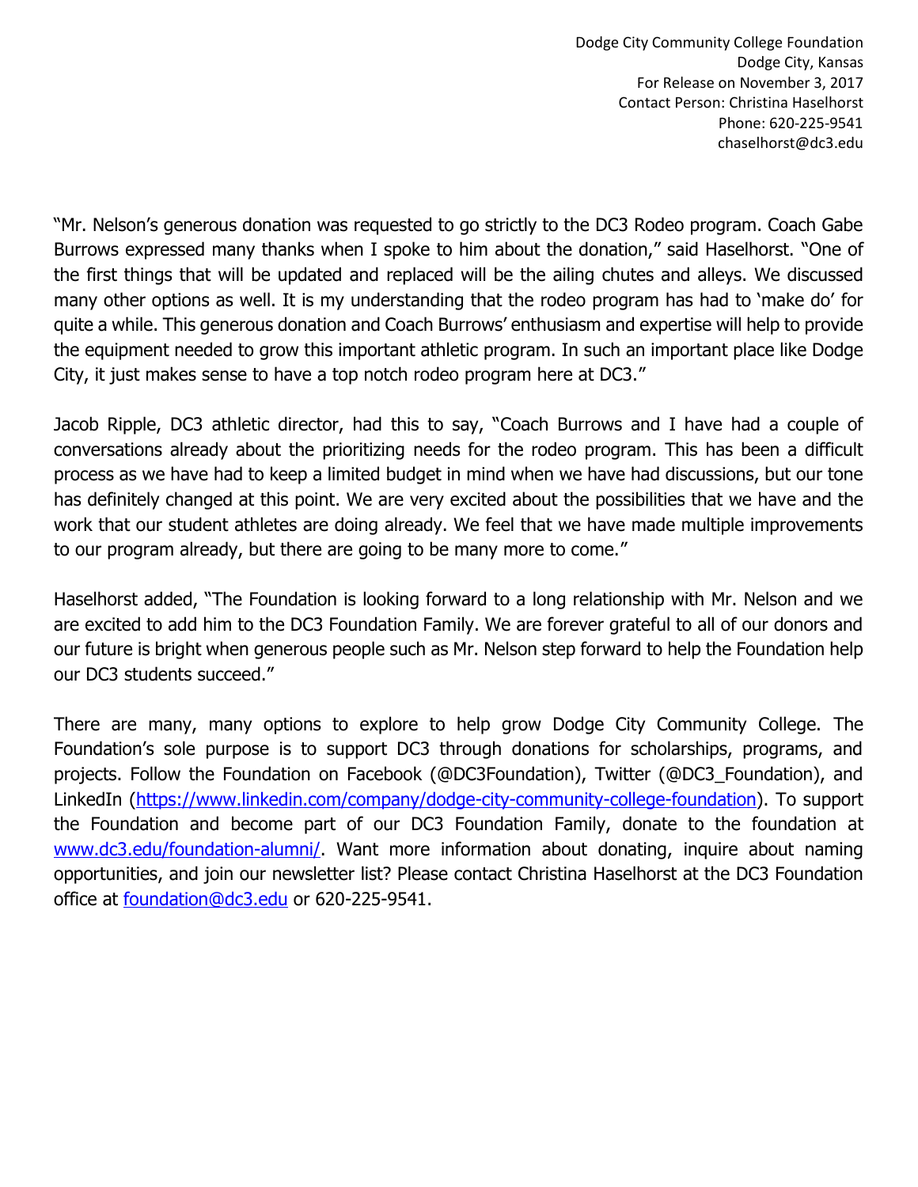Dodge City Community College Foundation
Dodge City, Kansas
For Release on November 3, 2017
Contact Person: Christina Haselhorst
Phone: 620-225-9541
chaselhorst@dc3.edu

"Mr. Nelson's generous donation was requested to go strictly to the DC3 Rodeo program. Coach Gabe Burrows expressed many thanks when I spoke to him about the donation," said Haselhorst. "One of the first things that will be updated and replaced will be the ailing chutes and alleys. We discussed many other options as well. It is my understanding that the rodeo program has had to 'make do' for quite a while. This generous donation and Coach Burrows' enthusiasm and expertise will help to provide the equipment needed to grow this important athletic program. In such an important place like Dodge City, it just makes sense to have a top notch rodeo program here at DC3."

Jacob Ripple, DC3 athletic director, had this to say, "Coach Burrows and I have had a couple of conversations already about the prioritizing needs for the rodeo program. This has been a difficult process as we have had to keep a limited budget in mind when we have had discussions, but our tone has definitely changed at this point. We are very excited about the possibilities that we have and the work that our student athletes are doing already. We feel that we have made multiple improvements to our program already, but there are going to be many more to come."

Haselhorst added, "The Foundation is looking forward to a long relationship with Mr. Nelson and we are excited to add him to the DC3 Foundation Family. We are forever grateful to all of our donors and our future is bright when generous people such as Mr. Nelson step forward to help the Foundation help our DC3 students succeed."

There are many, many options to explore to help grow Dodge City Community College. The Foundation's sole purpose is to support DC3 through donations for scholarships, programs, and projects. Follow the Foundation on Facebook (@DC3Foundation), Twitter (@DC3_Foundation), and LinkedIn (https://www.linkedin.com/company/dodge-city-community-college-foundation). To support the Foundation and become part of our DC3 Foundation Family, donate to the foundation at www.dc3.edu/foundation-alumni/. Want more information about donating, inquire about naming opportunities, and join our newsletter list? Please contact Christina Haselhorst at the DC3 Foundation office at foundation@dc3.edu or 620-225-9541.